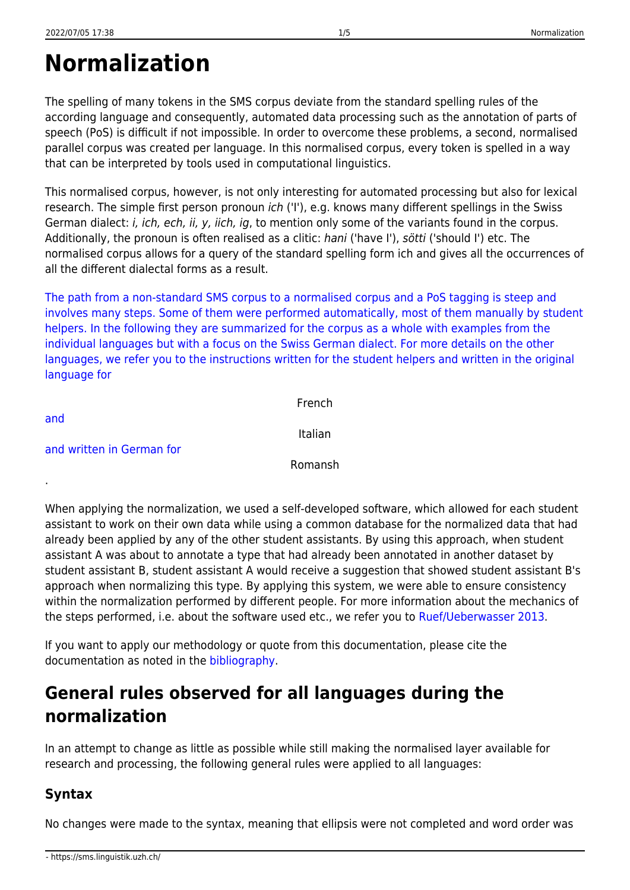# Normalization

The spelling of many tokens in the SMS corpus deviate from the standard spelling rules of the according language and consequently, automated data processing such as the annotation of parts of speech (PoS) is difficult if not impossible. In order to overcome these problems, a second, normalised parallel corpus was created per language. In this normalised corpus, every token is spelled in a way that can be interpreted by tools used in computational linguistics.

This normalised corpus, however, is not only interesting for automated processing but also for lexical research. The simple first person pronoun *ich* ('I'), e.g. knows many different spellings in the Swiss German dialect: *i, ich, ech, ii, y, iich, ig*, to mention only some of the variants found in the corpus. Additionally, the pronoun is often realised as a clitic: *hani* ('have I'), *sötti* ('should I') etc. The normalised corpus allows for a query of the standard spelling form ich and gives all the occurrences of all the different dialectal forms as a result.

The path from a non-standard SMS corpus to a normalised corpus and a PoS tagging is steep and involves many steps. Some of them were performed automatically, most of them manually by student helpers. In the following they are summarized for the corpus as a whole with examples from the individual languages but with a focus on the Swiss German dialect. For more details on the other languages, we refer you to the instructions written for the student helpers and written in the original language for

French

and

Italian

and written in German for

Romansh

.

When applying the normalization, we used a self-developed software, which allowed for each student assistant to work on their own data while using a common database for the normalized data that had already been applied by any of the other student assistants. By using this approach, when student assistant A was about to annotate a type that had already been annotated in another dataset by student assistant B, student assistant A would receive a suggestion that showed student assistant B's approach when normalizing this type. By applying this system, we were able to ensure consistency within the normalization performed by different people. For more information about the mechanics of the steps performed, i.e. about the software used etc., we refer you to Ruef/Ueberwasser 2013.

If you want to apply our methodology or quote from this documentation, please cite the documentation as noted in the bibliography.

## General rules observed for all languages during the normalization

In an attempt to change as little as possible while still making the normalised layer available for research and processing, the following general rules were applied to all languages:

### Syntax

No changes were made to the syntax, meaning that ellipsis were not completed and word order was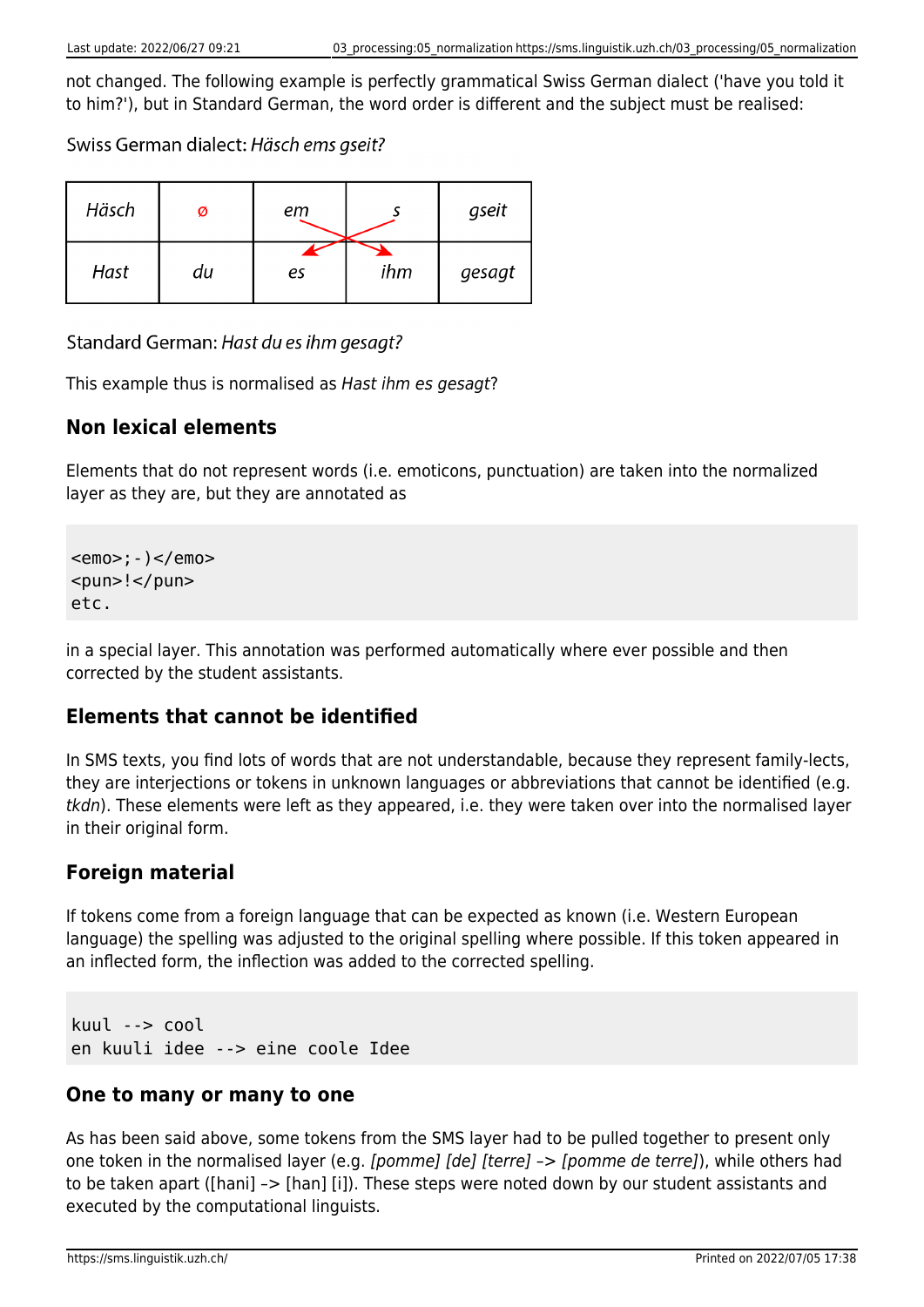not changed. The following example is perfectly grammatical Swiss German dialect ('have you told it to him?'), but in Standard German, the word order is different and the subject must be realised:

Swiss German dialect: *Häsch ems gseit?*

| *Häsch* | ø | *em* | *s* | *gseit* |
|---|---|---|---|---|
| *Hast* | *du* | *es* | *ihm* | *gesagt* |

Standard German: *Hast du es ihm gesagt?*

This example thus is normalised as *Hast ihm es gesagt*?

## Non lexical elements

Elements that do not represent words (i.e. emoticons, punctuation) are taken into the normalized layer as they are, but they are annotated as

```
<emo>;-)</emo>
<pun>!</pun>
etc.
```

in a special layer. This annotation was performed automatically where ever possible and then corrected by the student assistants.

## Elements that cannot be identified

In SMS texts, you find lots of words that are not understandable, because they represent family-lects, they are interjections or tokens in unknown languages or abbreviations that cannot be identified (e.g. *tkdn*). These elements were left as they appeared, i.e. they were taken over into the normalised layer in their original form.

## Foreign material

If tokens come from a foreign language that can be expected as known (i.e. Western European language) the spelling was adjusted to the original spelling where possible. If this token appeared in an inflected form, the inflection was added to the corrected spelling.

```
kuul --> cool
en kuuli idee --> eine coole Idee
```

## One to many or many to one

As has been said above, some tokens from the SMS layer had to be pulled together to present only one token in the normalised layer (e.g. *[pomme] [de] [terre] –> [pomme de terre]*), while others had to be taken apart ([hani] –> [han] [i]). These steps were noted down by our student assistants and executed by the computational linguists.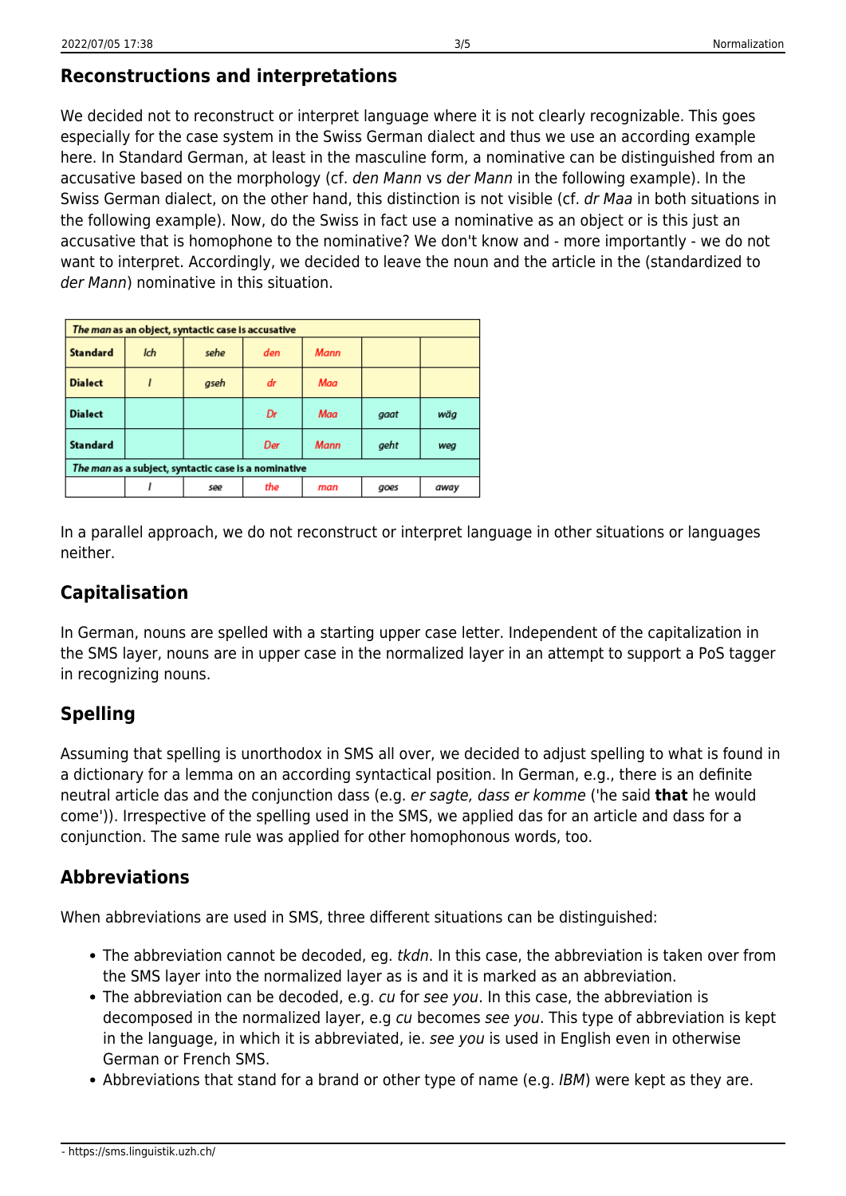## Reconstructions and interpretations

We decided not to reconstruct or interpret language where it is not clearly recognizable. This goes especially for the case system in the Swiss German dialect and thus we use an according example here. In Standard German, at least in the masculine form, a nominative can be distinguished from an accusative based on the morphology (cf. *den Mann* vs *der Mann* in the following example). In the Swiss German dialect, on the other hand, this distinction is not visible (cf. *dr Maa* in both situations in the following example). Now, do the Swiss in fact use a nominative as an object or is this just an accusative that is homophone to the nominative? We don't know and - more importantly - we do not want to interpret. Accordingly, we decided to leave the noun and the article in the (standardized to *der Mann*) nominative in this situation.

| *The man* as an object, syntactic case is accusative | | | | | | |
|---|---|---|---|---|---|---|
| **Standard** | *Ich* | *sehe* | *den* | *Mann* | | |
| **Dialect** | *I* | *gseh* | *dr* | *Maa* | | |
| **Dialect** | | | *Dr* | *Maa* | *gaat* | *wäg* |
| **Standard** | | | *Der* | *Mann* | *geht* | *weg* |
| *The man* as a subject, syntactic case is a nominative | | | | | | |
| | *I* | *see* | *the* | *man* | *goes* | *away* |

In a parallel approach, we do not reconstruct or interpret language in other situations or languages neither.

## Capitalisation

In German, nouns are spelled with a starting upper case letter. Independent of the capitalization in the SMS layer, nouns are in upper case in the normalized layer in an attempt to support a PoS tagger in recognizing nouns.

## Spelling

Assuming that spelling is unorthodox in SMS all over, we decided to adjust spelling to what is found in a dictionary for a lemma on an according syntactical position. In German, e.g., there is an definite neutral article das and the conjunction dass (e.g. *er sagte, dass er komme* ('he said **that** he would come')). Irrespective of the spelling used in the SMS, we applied das for an article and dass for a conjunction. The same rule was applied for other homophonous words, too.

## Abbreviations

When abbreviations are used in SMS, three different situations can be distinguished:

- The abbreviation cannot be decoded, eg. *tkdn*. In this case, the abbreviation is taken over from the SMS layer into the normalized layer as is and it is marked as an abbreviation.
- The abbreviation can be decoded, e.g. *cu* for *see you*. In this case, the abbreviation is decomposed in the normalized layer, e.g *cu* becomes *see you*. This type of abbreviation is kept in the language, in which it is abbreviated, ie. *see you* is used in English even in otherwise German or French SMS.
- Abbreviations that stand for a brand or other type of name (e.g. *IBM*) were kept as they are.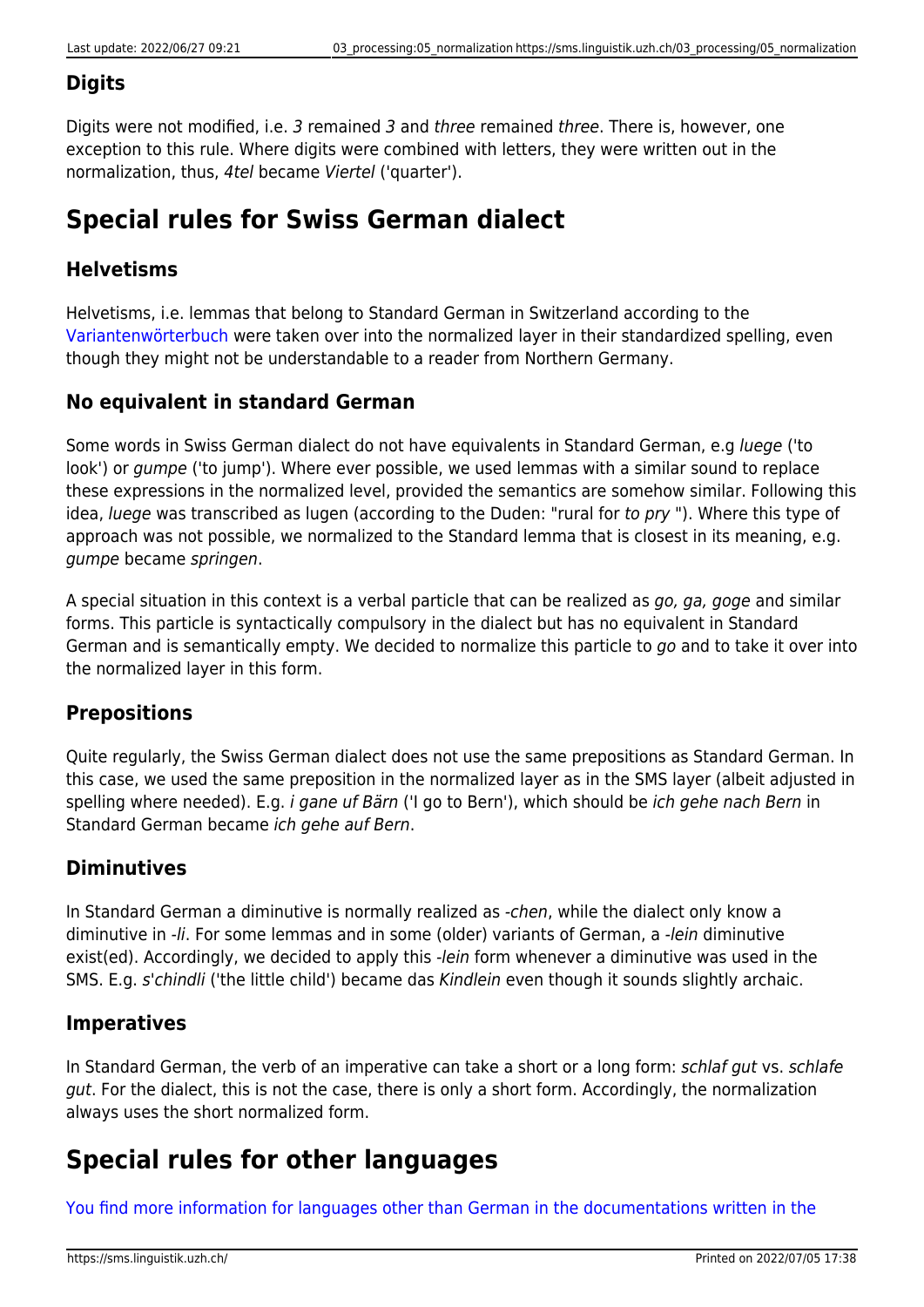### Digits

Digits were not modified, i.e. *3* remained *3* and *three* remained *three*. There is, however, one exception to this rule. Where digits were combined with letters, they were written out in the normalization, thus, *4tel* became *Viertel* ('quarter').

## Special rules for Swiss German dialect

### Helvetisms

Helvetisms, i.e. lemmas that belong to Standard German in Switzerland according to the Variantenwörterbuch were taken over into the normalized layer in their standardized spelling, even though they might not be understandable to a reader from Northern Germany.

### No equivalent in standard German

Some words in Swiss German dialect do not have equivalents in Standard German, e.g *luege* ('to look') or *gumpe* ('to jump'). Where ever possible, we used lemmas with a similar sound to replace these expressions in the normalized level, provided the semantics are somehow similar. Following this idea, *luege* was transcribed as lugen (according to the Duden: "rural for *to pry* "). Where this type of approach was not possible, we normalized to the Standard lemma that is closest in its meaning, e.g. *gumpe* became *springen*.

A special situation in this context is a verbal particle that can be realized as *go, ga, goge* and similar forms. This particle is syntactically compulsory in the dialect but has no equivalent in Standard German and is semantically empty. We decided to normalize this particle to *go* and to take it over into the normalized layer in this form.

### Prepositions

Quite regularly, the Swiss German dialect does not use the same prepositions as Standard German. In this case, we used the same preposition in the normalized layer as in the SMS layer (albeit adjusted in spelling where needed). E.g. *i gane uf Bärn* ('I go to Bern'), which should be *ich gehe nach Bern* in Standard German became *ich gehe auf Bern*.

### Diminutives

In Standard German a diminutive is normally realized as *-chen*, while the dialect only know a diminutive in *-li*. For some lemmas and in some (older) variants of German, a *-lein* diminutive exist(ed). Accordingly, we decided to apply this *-lein* form whenever a diminutive was used in the SMS. E.g. *s'chindli* ('the little child') became das *Kindlein* even though it sounds slightly archaic.

### Imperatives

In Standard German, the verb of an imperative can take a short or a long form: *schlaf gut* vs. *schlafe gut*. For the dialect, this is not the case, there is only a short form. Accordingly, the normalization always uses the short normalized form.

## Special rules for other languages

You find more information for languages other than German in the documentations written in the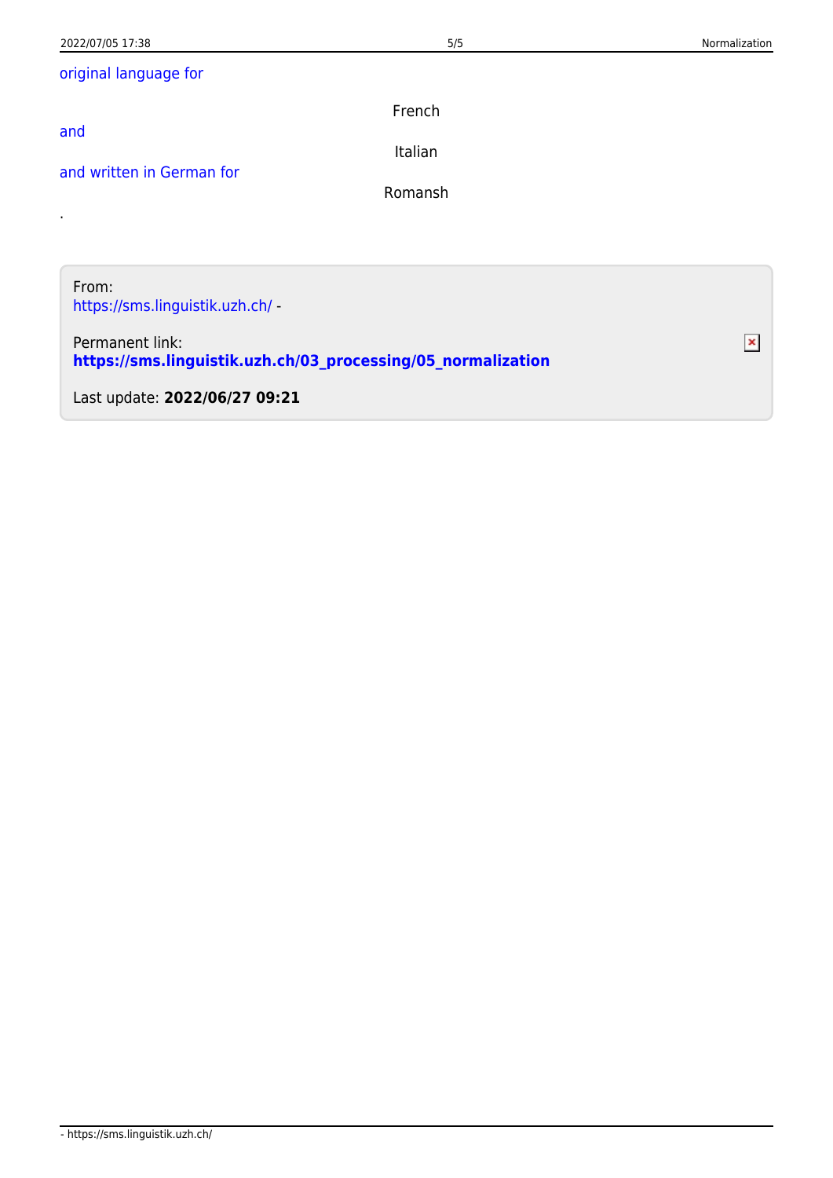original language for

French

and

Italian

and written in German for

Romansh

.

From:
https://sms.linguistik.uzh.ch/ -

Permanent link:
**https://sms.linguistik.uzh.ch/03_processing/05_normalization**

Last update: **2022/06/27 09:21**